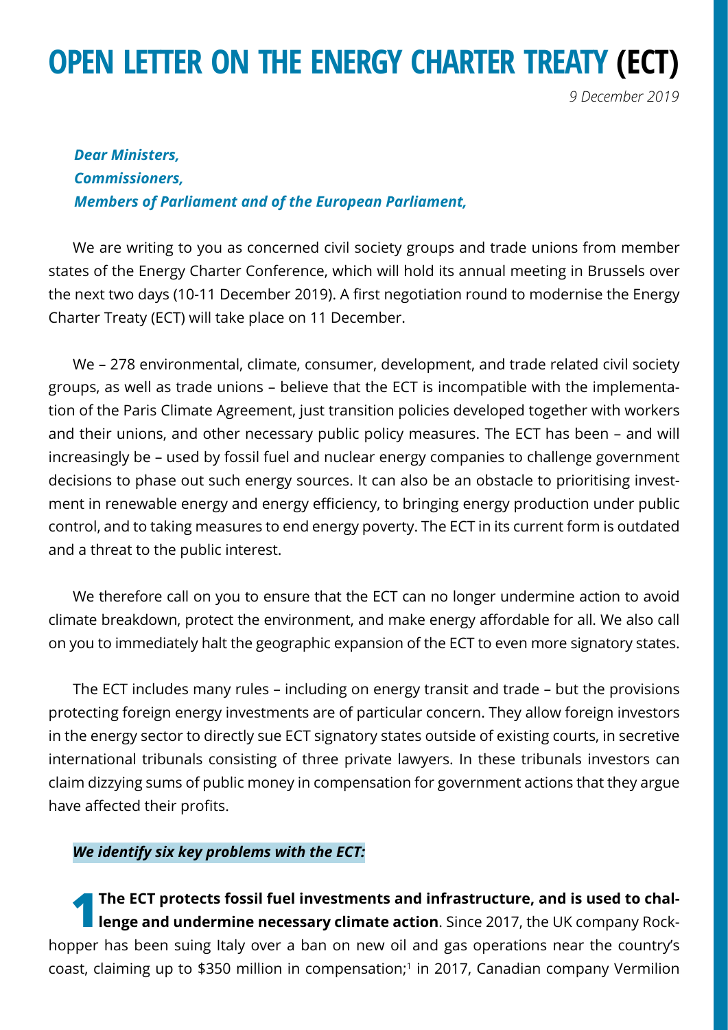# OPEN LETTER ON THE ENERGY CHARTER TREATY (ECT)

*9 December 2019*

***Dear Ministers,***
***Commissioners,***
***Members of Parliament and of the European Parliament,***

We are writing to you as concerned civil society groups and trade unions from member states of the Energy Charter Conference, which will hold its annual meeting in Brussels over the next two days (10-11 December 2019). A first negotiation round to modernise the Energy Charter Treaty (ECT) will take place on 11 December.

We – 278 environmental, climate, consumer, development, and trade related civil society groups, as well as trade unions – believe that the ECT is incompatible with the implementation of the Paris Climate Agreement, just transition policies developed together with workers and their unions, and other necessary public policy measures. The ECT has been – and will increasingly be – used by fossil fuel and nuclear energy companies to challenge government decisions to phase out such energy sources. It can also be an obstacle to prioritising investment in renewable energy and energy efficiency, to bringing energy production under public control, and to taking measures to end energy poverty. The ECT in its current form is outdated and a threat to the public interest.

We therefore call on you to ensure that the ECT can no longer undermine action to avoid climate breakdown, protect the environment, and make energy affordable for all. We also call on you to immediately halt the geographic expansion of the ECT to even more signatory states.

The ECT includes many rules – including on energy transit and trade – but the provisions protecting foreign energy investments are of particular concern. They allow foreign investors in the energy sector to directly sue ECT signatory states outside of existing courts, in secretive international tribunals consisting of three private lawyers. In these tribunals investors can claim dizzying sums of public money in compensation for government actions that they argue have affected their profits.

***We identify six key problems with the ECT:***

**1 The ECT protects fossil fuel investments and infrastructure, and is used to challenge and undermine necessary climate action**. Since 2017, the UK company Rockhopper has been suing Italy over a ban on new oil and gas operations near the country's coast, claiming up to $350 million in compensation;[1] in 2017, Canadian company Vermilion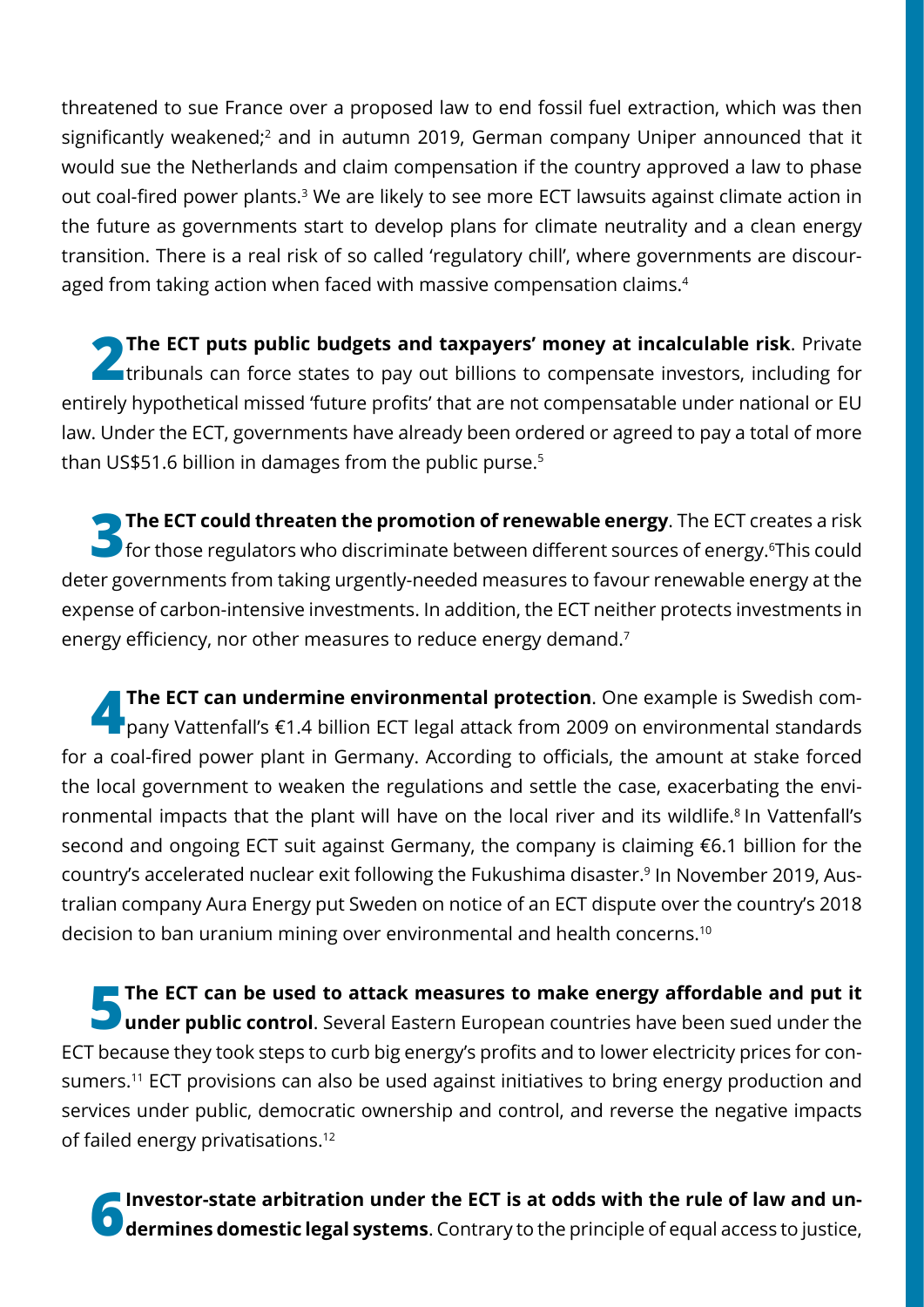threatened to sue France over a proposed law to end fossil fuel extraction, which was then significantly weakened;[2] and in autumn 2019, German company Uniper announced that it would sue the Netherlands and claim compensation if the country approved a law to phase out coal-fired power plants.[3] We are likely to see more ECT lawsuits against climate action in the future as governments start to develop plans for climate neutrality and a clean energy transition. There is a real risk of so called 'regulatory chill', where governments are discouraged from taking action when faced with massive compensation claims.[4]

**2 The ECT puts public budgets and taxpayers' money at incalculable risk**. Private tribunals can force states to pay out billions to compensate investors, including for entirely hypothetical missed 'future profits' that are not compensatable under national or EU law. Under the ECT, governments have already been ordered or agreed to pay a total of more than US$51.6 billion in damages from the public purse.[5]

**3 The ECT could threaten the promotion of renewable energy**. The ECT creates a risk for those regulators who discriminate between different sources of energy.[6] This could deter governments from taking urgently-needed measures to favour renewable energy at the expense of carbon-intensive investments. In addition, the ECT neither protects investments in energy efficiency, nor other measures to reduce energy demand.[7]

**4 The ECT can undermine environmental protection**. One example is Swedish company Vattenfall's €1.4 billion ECT legal attack from 2009 on environmental standards for a coal-fired power plant in Germany. According to officials, the amount at stake forced the local government to weaken the regulations and settle the case, exacerbating the environmental impacts that the plant will have on the local river and its wildlife.[8] In Vattenfall's second and ongoing ECT suit against Germany, the company is claiming €6.1 billion for the country's accelerated nuclear exit following the Fukushima disaster.[9] In November 2019, Australian company Aura Energy put Sweden on notice of an ECT dispute over the country's 2018 decision to ban uranium mining over environmental and health concerns.[10]

**5 The ECT can be used to attack measures to make energy affordable and put it under public control**. Several Eastern European countries have been sued under the ECT because they took steps to curb big energy's profits and to lower electricity prices for consumers.[11] ECT provisions can also be used against initiatives to bring energy production and services under public, democratic ownership and control, and reverse the negative impacts of failed energy privatisations.[12]

**6 Investor-state arbitration under the ECT is at odds with the rule of law and undermines domestic legal systems**. Contrary to the principle of equal access to justice,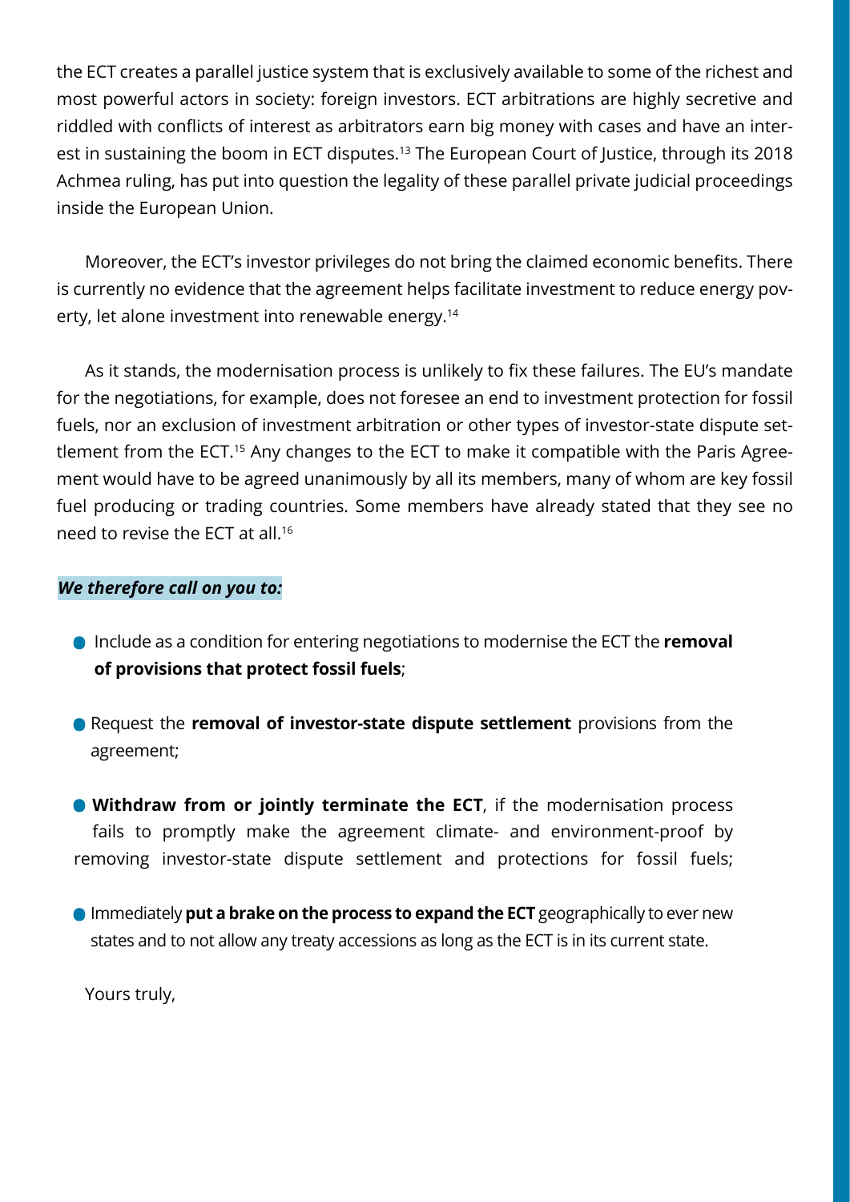the ECT creates a parallel justice system that is exclusively available to some of the richest and most powerful actors in society: foreign investors. ECT arbitrations are highly secretive and riddled with conflicts of interest as arbitrators earn big money with cases and have an interest in sustaining the boom in ECT disputes.[13] The European Court of Justice, through its 2018 Achmea ruling, has put into question the legality of these parallel private judicial proceedings inside the European Union.

Moreover, the ECT's investor privileges do not bring the claimed economic benefits. There is currently no evidence that the agreement helps facilitate investment to reduce energy poverty, let alone investment into renewable energy.[14]

As it stands, the modernisation process is unlikely to fix these failures. The EU's mandate for the negotiations, for example, does not foresee an end to investment protection for fossil fuels, nor an exclusion of investment arbitration or other types of investor-state dispute settlement from the ECT.[15] Any changes to the ECT to make it compatible with the Paris Agreement would have to be agreed unanimously by all its members, many of whom are key fossil fuel producing or trading countries. Some members have already stated that they see no need to revise the ECT at all.[16]

***We therefore call on you to:***

- Include as a condition for entering negotiations to modernise the ECT the **removal of provisions that protect fossil fuels**;
- Request the **removal of investor-state dispute settlement** provisions from the agreement;
- **Withdraw from or jointly terminate the ECT**, if the modernisation process fails to promptly make the agreement climate- and environment-proof by removing investor-state dispute settlement and protections for fossil fuels;
- Immediately **put a brake on the process to expand the ECT** geographically to ever new states and to not allow any treaty accessions as long as the ECT is in its current state.

Yours truly,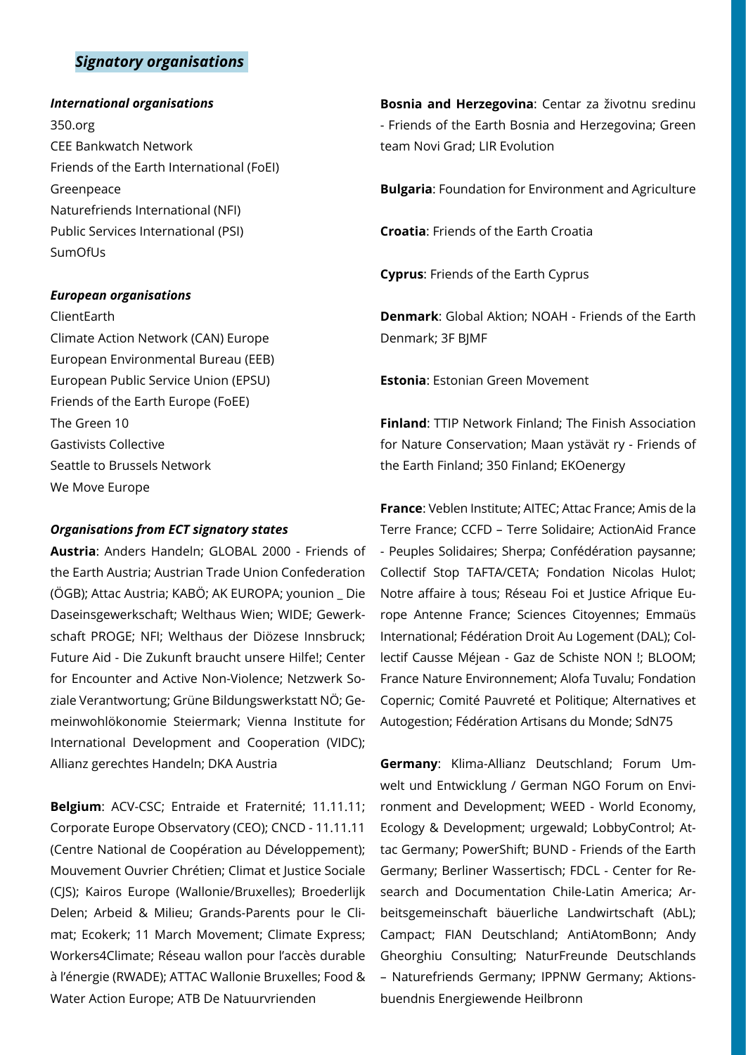## *Signatory organisations*

***International organisations***

350.org
CEE Bankwatch Network
Friends of the Earth International (FoEI)
Greenpeace
Naturefriends International (NFI)
Public Services International (PSI)
SumOfUs

***European organisations***

ClientEarth
Climate Action Network (CAN) Europe
European Environmental Bureau (EEB)
European Public Service Union (EPSU)
Friends of the Earth Europe (FoEE)
The Green 10
Gastivists Collective
Seattle to Brussels Network
We Move Europe

***Organisations from ECT signatory states***

**Austria**: Anders Handeln; GLOBAL 2000 - Friends of the Earth Austria; Austrian Trade Union Confederation (ÖGB); Attac Austria; KABÖ; AK EUROPA; younion _ Die Daseinsgewerkschaft; Welthaus Wien; WIDE; Gewerkschaft PROGE; NFI; Welthaus der Diözese Innsbruck; Future Aid - Die Zukunft braucht unsere Hilfe!; Center for Encounter and Active Non-Violence; Netzwerk Soziale Verantwortung; Grüne Bildungswerkstatt NÖ; Gemeinwohlökonomie Steiermark; Vienna Institute for International Development and Cooperation (VIDC); Allianz gerechtes Handeln; DKA Austria

**Belgium**: ACV-CSC; Entraide et Fraternité; 11.11.11; Corporate Europe Observatory (CEO); CNCD - 11.11.11 (Centre National de Coopération au Développement); Mouvement Ouvrier Chrétien; Climat et Justice Sociale (CJS); Kairos Europe (Wallonie/Bruxelles); Broederlijk Delen; Arbeid & Milieu; Grands-Parents pour le Climat; Ecokerk; 11 March Movement; Climate Express; Workers4Climate; Réseau wallon pour l'accès durable à l'énergie (RWADE); ATTAC Wallonie Bruxelles; Food & Water Action Europe; ATB De Natuurvrienden

**Bosnia and Herzegovina**: Centar za životnu sredinu - Friends of the Earth Bosnia and Herzegovina; Green team Novi Grad; LIR Evolution

**Bulgaria**: Foundation for Environment and Agriculture

**Croatia**: Friends of the Earth Croatia

**Cyprus**: Friends of the Earth Cyprus

**Denmark**: Global Aktion; NOAH - Friends of the Earth Denmark; 3F BJMF

**Estonia**: Estonian Green Movement

**Finland**: TTIP Network Finland; The Finish Association for Nature Conservation; Maan ystävät ry - Friends of the Earth Finland; 350 Finland; EKOenergy

**France**: Veblen Institute; AITEC; Attac France; Amis de la Terre France; CCFD – Terre Solidaire; ActionAid France - Peuples Solidaires; Sherpa; Confédération paysanne; Collectif Stop TAFTA/CETA; Fondation Nicolas Hulot; Notre affaire à tous; Réseau Foi et Justice Afrique Europe Antenne France; Sciences Citoyennes; Emmaüs International; Fédération Droit Au Logement (DAL); Collectif Causse Méjean - Gaz de Schiste NON !; BLOOM; France Nature Environnement; Alofa Tuvalu; Fondation Copernic; Comité Pauvreté et Politique; Alternatives et Autogestion; Fédération Artisans du Monde; SdN75

**Germany**: Klima-Allianz Deutschland; Forum Umwelt und Entwicklung / German NGO Forum on Environment and Development; WEED - World Economy, Ecology & Development; urgewald; LobbyControl; Attac Germany; PowerShift; BUND - Friends of the Earth Germany; Berliner Wassertisch; FDCL - Center for Research and Documentation Chile-Latin America; Arbeitsgemeinschaft bäuerliche Landwirtschaft (AbL); Campact; FIAN Deutschland; AntiAtomBonn; Andy Gheorghiu Consulting; NaturFreunde Deutschlands – Naturefriends Germany; IPPNW Germany; Aktionsbuendnis Energiewende Heilbronn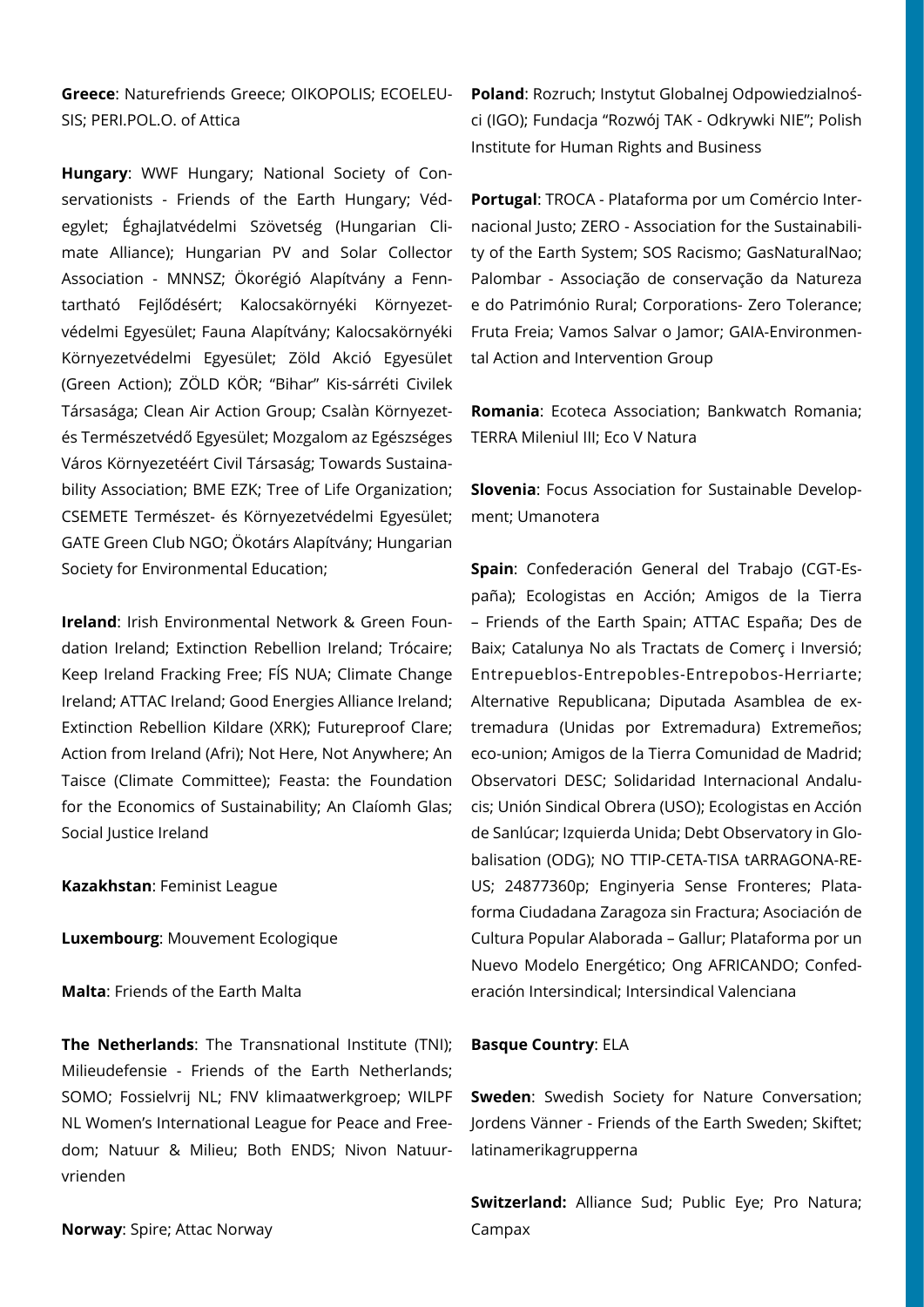**Greece**: Naturefriends Greece; OIKOPOLIS; ECOELEUSIS; PERI.POL.O. of Attica

**Hungary**: WWF Hungary; National Society of Conservationists - Friends of the Earth Hungary; Védegylet; Éghajlatvédelmi Szövetség (Hungarian Climate Alliance); Hungarian PV and Solar Collector Association - MNNSZ; Ökorégió Alapítvány a Fenntartható Fejlődésért; Kalocsakörnyéki Környezetvédelmi Egyesület; Fauna Alapítvány; Kalocsakörnyéki Környezetvédelmi Egyesület; Zöld Akció Egyesület (Green Action); ZÖLD KÖR; "Bihar" Kis-sárréti Civilek Társasága; Clean Air Action Group; Csalàn Környezet- és Természetvédő Egyesület; Mozgalom az Egészséges Város Környezetéért Civil Társaság; Towards Sustainability Association; BME EZK; Tree of Life Organization; CSEMETE Természet- és Környezetvédelmi Egyesület; GATE Green Club NGO; Ökotárs Alapítvány; Hungarian Society for Environmental Education;

**Ireland**: Irish Environmental Network & Green Foundation Ireland; Extinction Rebellion Ireland; Trócaire; Keep Ireland Fracking Free; FÍS NUA; Climate Change Ireland; ATTAC Ireland; Good Energies Alliance Ireland; Extinction Rebellion Kildare (XRK); Futureproof Clare; Action from Ireland (Afri); Not Here, Not Anywhere; An Taisce (Climate Committee); Feasta: the Foundation for the Economics of Sustainability; An Claíomh Glas; Social Justice Ireland

**Kazakhstan**: Feminist League

**Luxembourg**: Mouvement Ecologique

**Malta**: Friends of the Earth Malta

**The Netherlands**: The Transnational Institute (TNI); Milieudefensie - Friends of the Earth Netherlands; SOMO; Fossielvrij NL; FNV klimaatwerkgroep; WILPF NL Women's International League for Peace and Freedom; Natuur & Milieu; Both ENDS; Nivon Natuurvrienden

**Norway**: Spire; Attac Norway

**Poland**: Rozruch; Instytut Globalnej Odpowiedzialności (IGO); Fundacja "Rozwój TAK - Odkrywki NIE"; Polish Institute for Human Rights and Business

**Portugal**: TROCA - Plataforma por um Comércio Internacional Justo; ZERO - Association for the Sustainability of the Earth System; SOS Racismo; GasNaturalNao; Palombar - Associação de conservação da Natureza e do Património Rural; Corporations- Zero Tolerance; Fruta Freia; Vamos Salvar o Jamor; GAIA-Environmental Action and Intervention Group

**Romania**: Ecoteca Association; Bankwatch Romania; TERRA Mileniul III; Eco V Natura

**Slovenia**: Focus Association for Sustainable Development; Umanotera

**Spain**: Confederación General del Trabajo (CGT-España); Ecologistas en Acción; Amigos de la Tierra – Friends of the Earth Spain; ATTAC España; Des de Baix; Catalunya No als Tractats de Comerç i Inversió; Entrepueblos-Entrepobles-Entrepobos-Herriarte; Alternative Republicana; Diputada Asamblea de extremadura (Unidas por Extremadura) Extremeños; eco-union; Amigos de la Tierra Comunidad de Madrid; Observatori DESC; Solidaridad Internacional Andalucis; Unión Sindical Obrera (USO); Ecologistas en Acción de Sanlúcar; Izquierda Unida; Debt Observatory in Globalisation (ODG); NO TTIP-CETA-TISA tARRAGONA-REUS; 24877360p; Enginyeria Sense Fronteres; Plataforma Ciudadana Zaragoza sin Fractura; Asociación de Cultura Popular Alaborada – Gallur; Plataforma por un Nuevo Modelo Energético; Ong AFRICANDO; Confederación Intersindical; Intersindical Valenciana

**Basque Country**: ELA

**Sweden**: Swedish Society for Nature Conversation; Jordens Vänner - Friends of the Earth Sweden; Skiftet; latinamerikagrupperna

**Switzerland:** Alliance Sud; Public Eye; Pro Natura; Campax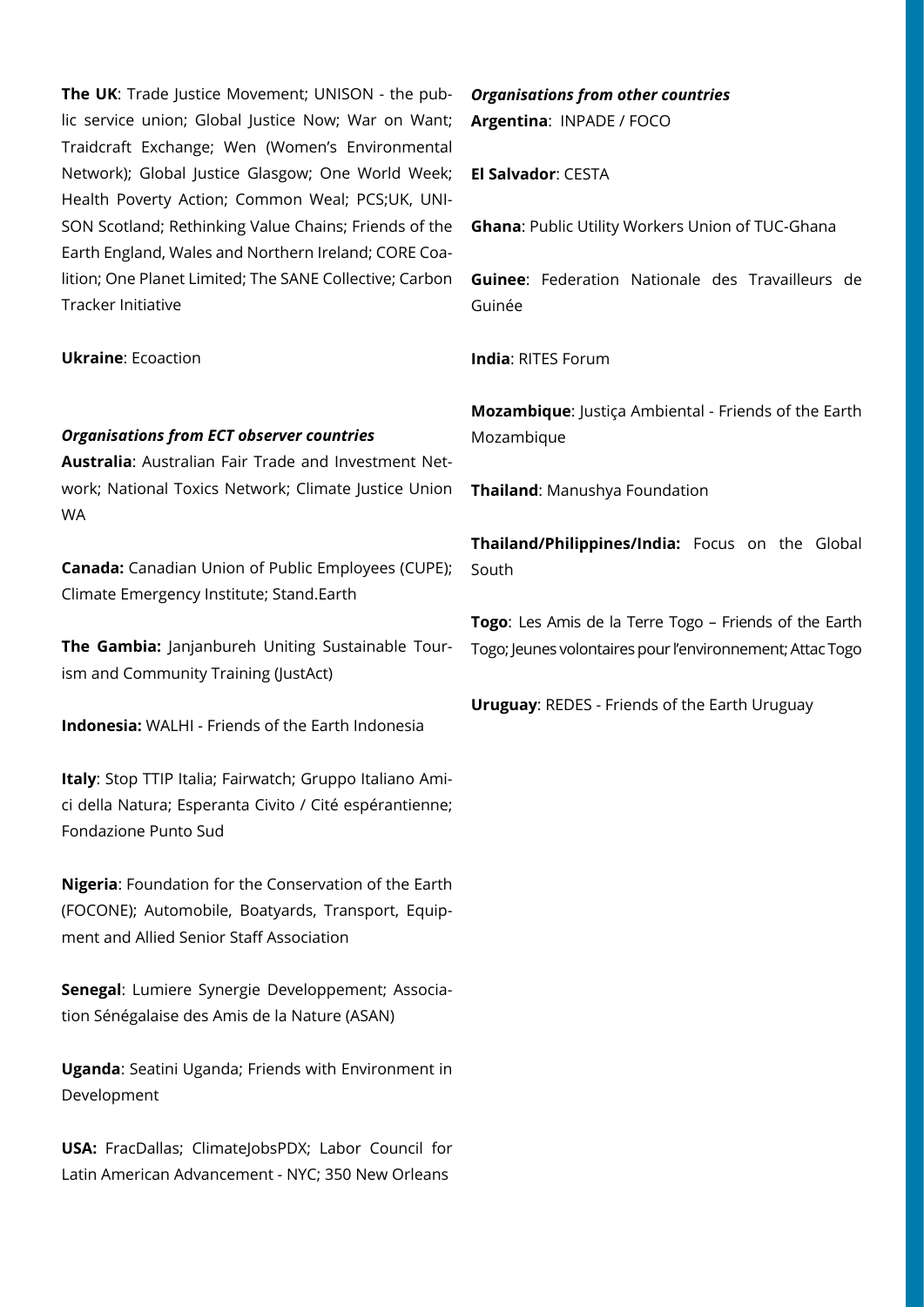**The UK**: Trade Justice Movement; UNISON - the public service union; Global Justice Now; War on Want; Traidcraft Exchange; Wen (Women's Environmental Network); Global Justice Glasgow; One World Week; Health Poverty Action; Common Weal; PCS;UK, UNISON Scotland; Rethinking Value Chains; Friends of the Earth England, Wales and Northern Ireland; CORE Coalition; One Planet Limited; The SANE Collective; Carbon Tracker Initiative

**Ukraine**: Ecoaction

***Organisations from ECT observer countries***

**Australia**: Australian Fair Trade and Investment Network; National Toxics Network; Climate Justice Union WA

**Canada:** Canadian Union of Public Employees (CUPE); Climate Emergency Institute; Stand.Earth

**The Gambia:** Janjanbureh Uniting Sustainable Tourism and Community Training (JustAct)

**Indonesia:** WALHI - Friends of the Earth Indonesia

**Italy**: Stop TTIP Italia; Fairwatch; Gruppo Italiano Amici della Natura; Esperanta Civito / Cité espérantienne; Fondazione Punto Sud

**Nigeria**: Foundation for the Conservation of the Earth (FOCONE); Automobile, Boatyards, Transport, Equipment and Allied Senior Staff Association

**Senegal**: Lumiere Synergie Developpement; Association Sénégalaise des Amis de la Nature (ASAN)

**Uganda**: Seatini Uganda; Friends with Environment in Development

**USA:** FracDallas; ClimateJobsPDX; Labor Council for Latin American Advancement - NYC; 350 New Orleans

***Organisations from other countries***

**Argentina**: INPADE / FOCO

**El Salvador**: CESTA

**Ghana**: Public Utility Workers Union of TUC-Ghana

**Guinee**: Federation Nationale des Travailleurs de Guinée

**India**: RITES Forum

**Mozambique**: Justiça Ambiental - Friends of the Earth Mozambique

**Thailand**: Manushya Foundation

**Thailand/Philippines/India:** Focus on the Global South

**Togo**: Les Amis de la Terre Togo – Friends of the Earth Togo; Jeunes volontaires pour l'environnement; Attac Togo

**Uruguay**: REDES - Friends of the Earth Uruguay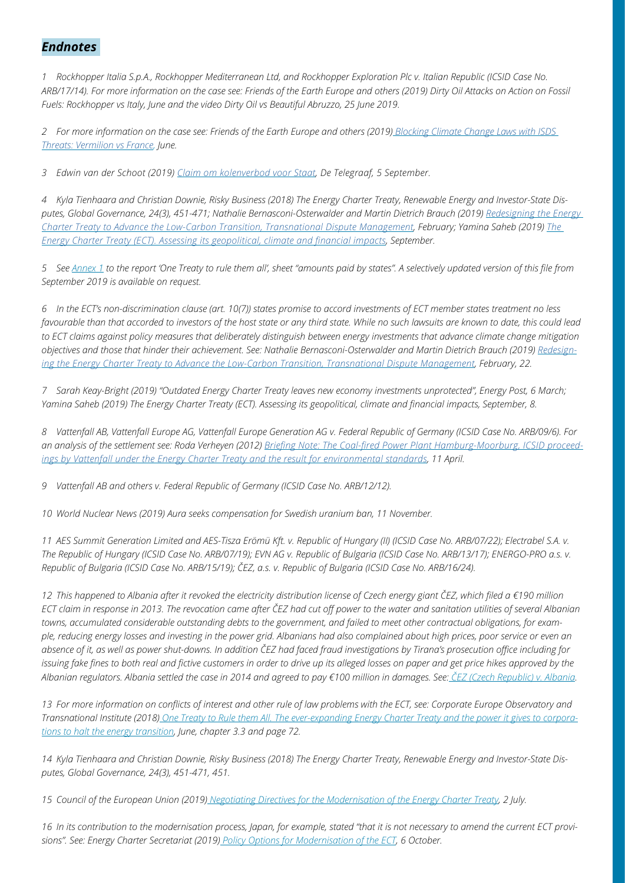## *Endnotes*

*1 Rockhopper Italia S.p.A., Rockhopper Mediterranean Ltd, and Rockhopper Exploration Plc v. Italian Republic (ICSID Case No. ARB/17/14). For more information on the case see: Friends of the Earth Europe and others (2019) Dirty Oil Attacks on Action on Fossil Fuels: Rockhopper vs Italy, June and the video Dirty Oil vs Beautiful Abruzzo, 25 June 2019.*

*2 For more information on the case see: Friends of the Earth Europe and others (2019) Blocking Climate Change Laws with ISDS Threats: Vermilion vs France, June.*

*3 Edwin van der Schoot (2019) Claim om kolenverbod voor Staat, De Telegraaf, 5 September.*

*4 Kyla Tienhaara and Christian Downie, Risky Business (2018) The Energy Charter Treaty, Renewable Energy and Investor-State Disputes, Global Governance, 24(3), 451-471; Nathalie Bernasconi-Osterwalder and Martin Dietrich Brauch (2019) Redesigning the Energy Charter Treaty to Advance the Low-Carbon Transition, Transnational Dispute Management, February; Yamina Saheb (2019) The Energy Charter Treaty (ECT). Assessing its geopolitical, climate and financial impacts, September.*

*5 See Annex 1 to the report 'One Treaty to rule them all', sheet "amounts paid by states". A selectively updated version of this file from September 2019 is available on request.*

*6 In the ECT's non-discrimination clause (art. 10(7)) states promise to accord investments of ECT member states treatment no less favourable than that accorded to investors of the host state or any third state. While no such lawsuits are known to date, this could lead to ECT claims against policy measures that deliberately distinguish between energy investments that advance climate change mitigation objectives and those that hinder their achievement. See: Nathalie Bernasconi-Osterwalder and Martin Dietrich Brauch (2019) Redesigning the Energy Charter Treaty to Advance the Low-Carbon Transition, Transnational Dispute Management, February, 22.*

*7 Sarah Keay-Bright (2019) "Outdated Energy Charter Treaty leaves new economy investments unprotected", Energy Post, 6 March; Yamina Saheb (2019) The Energy Charter Treaty (ECT). Assessing its geopolitical, climate and financial impacts, September, 8.*

*8 Vattenfall AB, Vattenfall Europe AG, Vattenfall Europe Generation AG v. Federal Republic of Germany (ICSID Case No. ARB/09/6). For an analysis of the settlement see: Roda Verheyen (2012) Briefing Note: The Coal-fired Power Plant Hamburg-Moorburg, ICSID proceedings by Vattenfall under the Energy Charter Treaty and the result for environmental standards, 11 April.*

*9 Vattenfall AB and others v. Federal Republic of Germany (ICSID Case No. ARB/12/12).*

*10 World Nuclear News (2019) Aura seeks compensation for Swedish uranium ban, 11 November.*

*11 AES Summit Generation Limited and AES-Tisza Erömü Kft. v. Republic of Hungary (II) (ICSID Case No. ARB/07/22); Electrabel S.A. v. The Republic of Hungary (ICSID Case No. ARB/07/19); EVN AG v. Republic of Bulgaria (ICSID Case No. ARB/13/17); ENERGO-PRO a.s. v. Republic of Bulgaria (ICSID Case No. ARB/15/19); ČEZ, a.s. v. Republic of Bulgaria (ICSID Case No. ARB/16/24).*

*12 This happened to Albania after it revoked the electricity distribution license of Czech energy giant ČEZ, which filed a €190 million ECT claim in response in 2013. The revocation came after ČEZ had cut off power to the water and sanitation utilities of several Albanian towns, accumulated considerable outstanding debts to the government, and failed to meet other contractual obligations, for example, reducing energy losses and investing in the power grid. Albanians had also complained about high prices, poor service or even an absence of it, as well as power shut-downs. In addition ČEZ had faced fraud investigations by Tirana's prosecution office including for issuing fake fines to both real and fictive customers in order to drive up its alleged losses on paper and get price hikes approved by the Albanian regulators. Albania settled the case in 2014 and agreed to pay €100 million in damages. See: ČEZ (Czech Republic) v. Albania.*

*13 For more information on conflicts of interest and other rule of law problems with the ECT, see: Corporate Europe Observatory and Transnational Institute (2018) One Treaty to Rule them All. The ever-expanding Energy Charter Treaty and the power it gives to corporations to halt the energy transition, June, chapter 3.3 and page 72.*

*14 Kyla Tienhaara and Christian Downie, Risky Business (2018) The Energy Charter Treaty, Renewable Energy and Investor-State Disputes, Global Governance, 24(3), 451-471, 451.*

*15 Council of the European Union (2019) Negotiating Directives for the Modernisation of the Energy Charter Treaty, 2 July.*

*16 In its contribution to the modernisation process, Japan, for example, stated "that it is not necessary to amend the current ECT provisions". See: Energy Charter Secretariat (2019) Policy Options for Modernisation of the ECT, 6 October.*